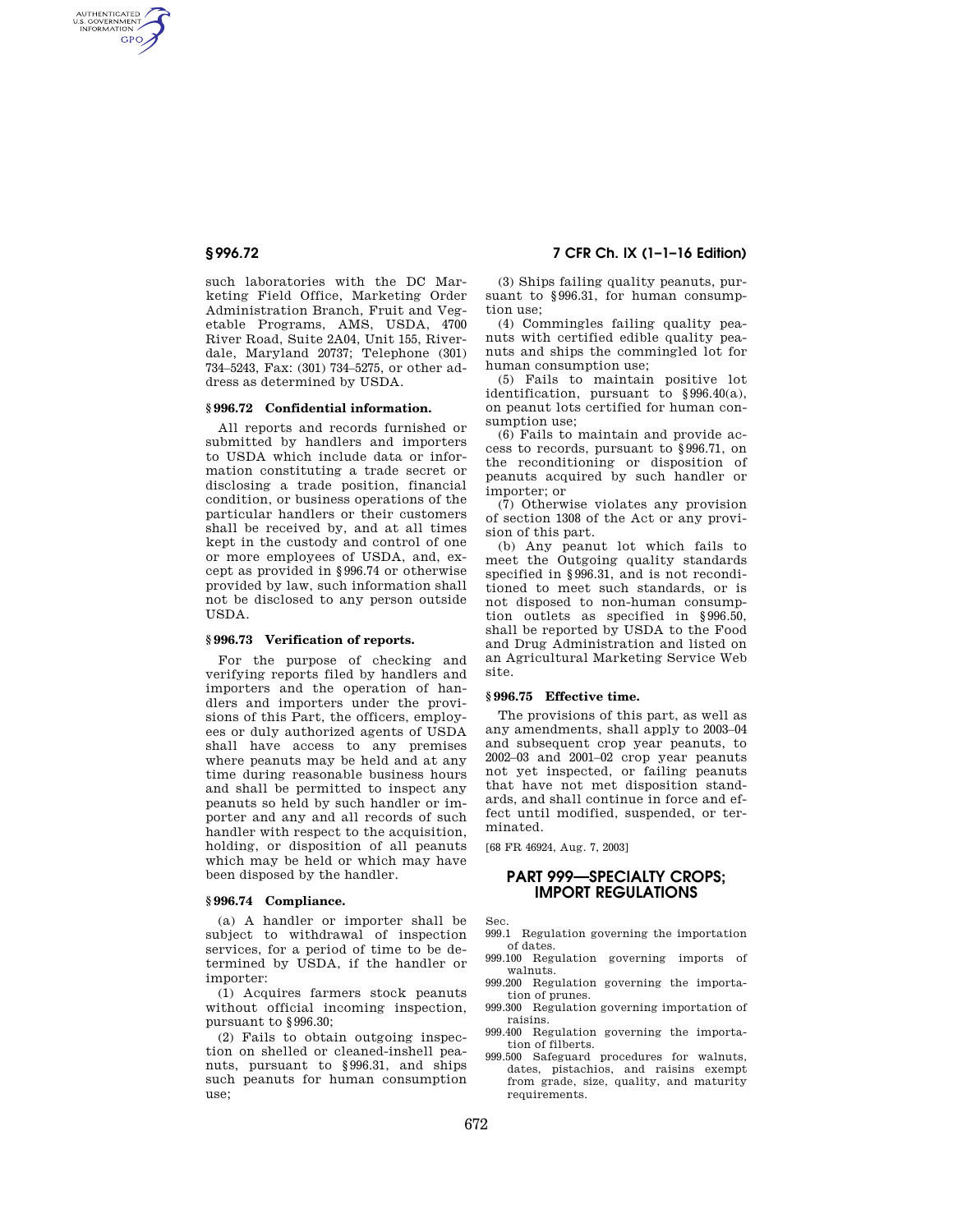such laboratories with the DC Marketing Field Office, Marketing Order Administration Branch, Fruit and Vegetable Programs, AMS, USDA, 4700 River Road, Suite 2A04, Unit 155, Riverdale, Maryland 20737; Telephone (301) 734–5243, Fax: (301) 734–5275, or other address as determined by USDA.

### § 996.72 Confidential information.

All reports and records furnished or submitted by handlers and importers to USDA which include data or information constituting a trade secret or disclosing a trade position, financial condition, or business operations of the particular handlers or their customers shall be received by, and at all times kept in the custody and control of one or more employees of USDA, and, except as provided in §996.74 or otherwise provided by law, such information shall not be disclosed to any person outside USDA.

### § 996.73 Verification of reports.

For the purpose of checking and verifying reports filed by handlers and importers and the operation of handlers and importers under the provisions of this Part, the officers, employees or duly authorized agents of USDA shall have access to any premises where peanuts may be held and at any time during reasonable business hours and shall be permitted to inspect any peanuts so held by such handler or importer and any and all records of such handler with respect to the acquisition, holding, or disposition of all peanuts which may be held or which may have been disposed by the handler.

### § 996.74 Compliance.

(a) A handler or importer shall be subject to withdrawal of inspection services, for a period of time to be determined by USDA, if the handler or importer:

(1) Acquires farmers stock peanuts without official incoming inspection, pursuant to §996.30;

(2) Fails to obtain outgoing inspection on shelled or cleaned-inshell peanuts, pursuant to §996.31, and ships such peanuts for human consumption use;

(3) Ships failing quality peanuts, pursuant to §996.31, for human consumption use;

(4) Commingles failing quality peanuts with certified edible quality peanuts and ships the commingled lot for human consumption use;

(5) Fails to maintain positive lot identification, pursuant to §996.40(a), on peanut lots certified for human consumption use;

(6) Fails to maintain and provide access to records, pursuant to §996.71, on the reconditioning or disposition of peanuts acquired by such handler or importer; or

(7) Otherwise violates any provision of section 1308 of the Act or any provision of this part.

(b) Any peanut lot which fails to meet the Outgoing quality standards specified in §996.31, and is not reconditioned to meet such standards, or is not disposed to non-human consumption outlets as specified in §996.50, shall be reported by USDA to the Food and Drug Administration and listed on an Agricultural Marketing Service Web site.

### § 996.75 Effective time.

The provisions of this part, as well as any amendments, shall apply to 2003–04 and subsequent crop year peanuts, to 2002–03 and 2001–02 crop year peanuts not yet inspected, or failing peanuts that have not met disposition standards, and shall continue in force and effect until modified, suspended, or terminated.

[68 FR 46924, Aug. 7, 2003]

## PART 999—SPECIALTY CROPS; IMPORT REGULATIONS

Sec.

999.1 Regulation governing the importation of dates.

999.100 Regulation governing imports of walnuts.

999.200 Regulation governing the importation of prunes.

999.300 Regulation governing importation of raisins.

999.400 Regulation governing the importation of filberts.

999.500 Safeguard procedures for walnuts, dates, pistachios, and raisins exempt from grade, size, quality, and maturity requirements.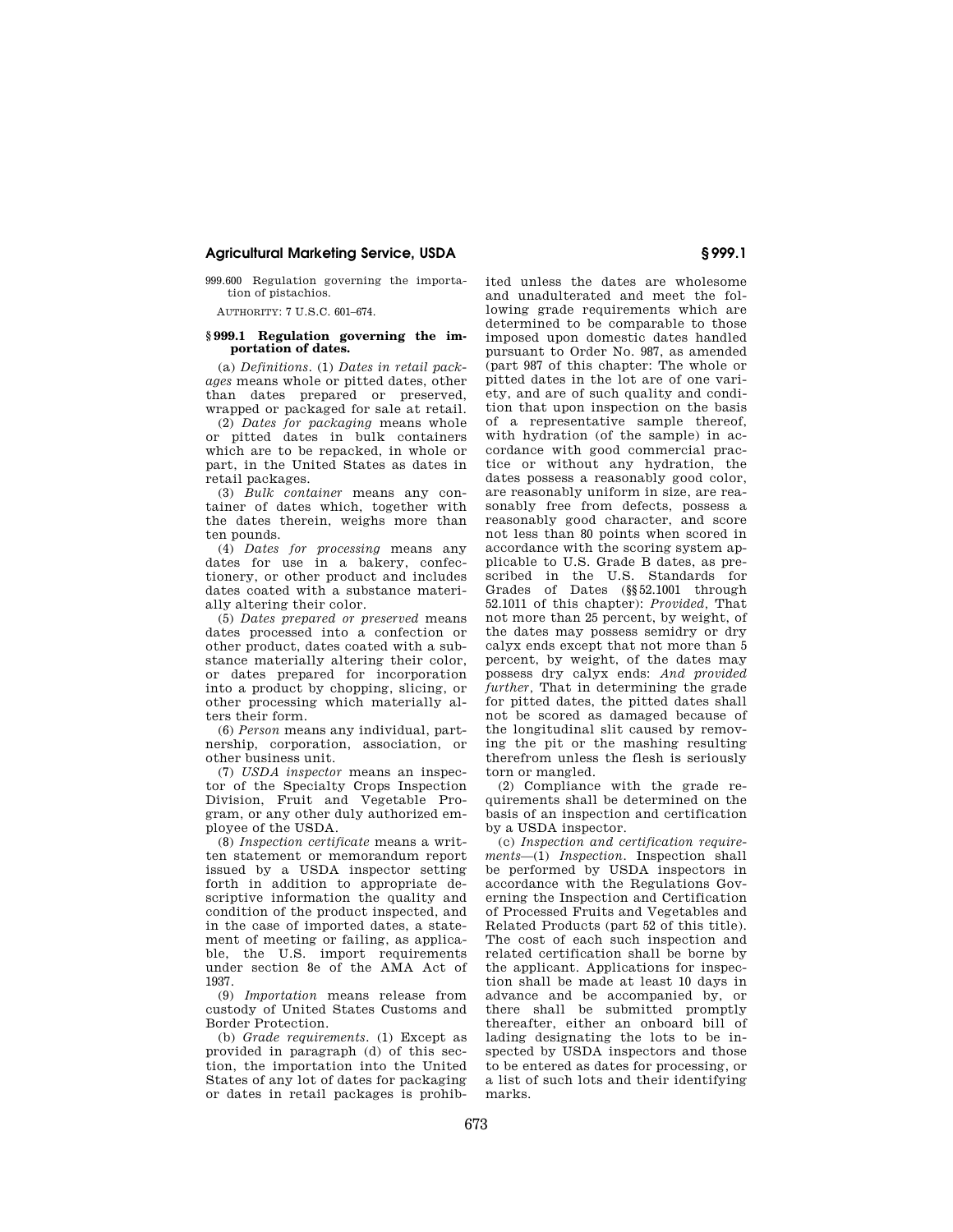999.600 Regulation governing the importation of pistachios.

AUTHORITY: 7 U.S.C. 601–674.

### § 999.1 Regulation governing the importation of dates.

(a) *Definitions.* (1) *Dates in retail packages* means whole or pitted dates, other than dates prepared or preserved, wrapped or packaged for sale at retail.

(2) *Dates for packaging* means whole or pitted dates in bulk containers which are to be repacked, in whole or part, in the United States as dates in retail packages.

(3) *Bulk container* means any container of dates which, together with the dates therein, weighs more than ten pounds.

(4) *Dates for processing* means any dates for use in a bakery, confectionery, or other product and includes dates coated with a substance materially altering their color.

(5) *Dates prepared or preserved* means dates processed into a confection or other product, dates coated with a substance materially altering their color, or dates prepared for incorporation into a product by chopping, slicing, or other processing which materially alters their form.

(6) *Person* means any individual, partnership, corporation, association, or other business unit.

(7) *USDA inspector* means an inspector of the Specialty Crops Inspection Division, Fruit and Vegetable Program, or any other duly authorized employee of the USDA.

(8) *Inspection certificate* means a written statement or memorandum report issued by a USDA inspector setting forth in addition to appropriate descriptive information the quality and condition of the product inspected, and in the case of imported dates, a statement of meeting or failing, as applicable, the U.S. import requirements under section 8e of the AMA Act of 1937.

(9) *Importation* means release from custody of United States Customs and Border Protection.

(b) *Grade requirements.* (1) Except as provided in paragraph (d) of this section, the importation into the United States of any lot of dates for packaging or dates in retail packages is prohibited unless the dates are wholesome and unadulterated and meet the following grade requirements which are determined to be comparable to those imposed upon domestic dates handled pursuant to Order No. 987, as amended (part 987 of this chapter: The whole or pitted dates in the lot are of one variety, and are of such quality and condition that upon inspection on the basis of a representative sample thereof, with hydration (of the sample) in accordance with good commercial practice or without any hydration, the dates possess a reasonably good color, are reasonably uniform in size, are reasonably free from defects, possess a reasonably good character, and score not less than 80 points when scored in accordance with the scoring system applicable to U.S. Grade B dates, as prescribed in the U.S. Standards for Grades of Dates (§§ 52.1001 through 52.1011 of this chapter): *Provided,* That not more than 25 percent, by weight, of the dates may possess semidry or dry calyx ends except that not more than 5 percent, by weight, of the dates may possess dry calyx ends: *And provided further,* That in determining the grade for pitted dates, the pitted dates shall not be scored as damaged because of the longitudinal slit caused by removing the pit or the mashing resulting therefrom unless the flesh is seriously torn or mangled.

(2) Compliance with the grade requirements shall be determined on the basis of an inspection and certification by a USDA inspector.

(c) *Inspection and certification requirements*—(1) *Inspection.* Inspection shall be performed by USDA inspectors in accordance with the Regulations Governing the Inspection and Certification of Processed Fruits and Vegetables and Related Products (part 52 of this title). The cost of each such inspection and related certification shall be borne by the applicant. Applications for inspection shall be made at least 10 days in advance and be accompanied by, or there shall be submitted promptly thereafter, either an onboard bill of lading designating the lots to be inspected by USDA inspectors and those to be entered as dates for processing, or a list of such lots and their identifying marks.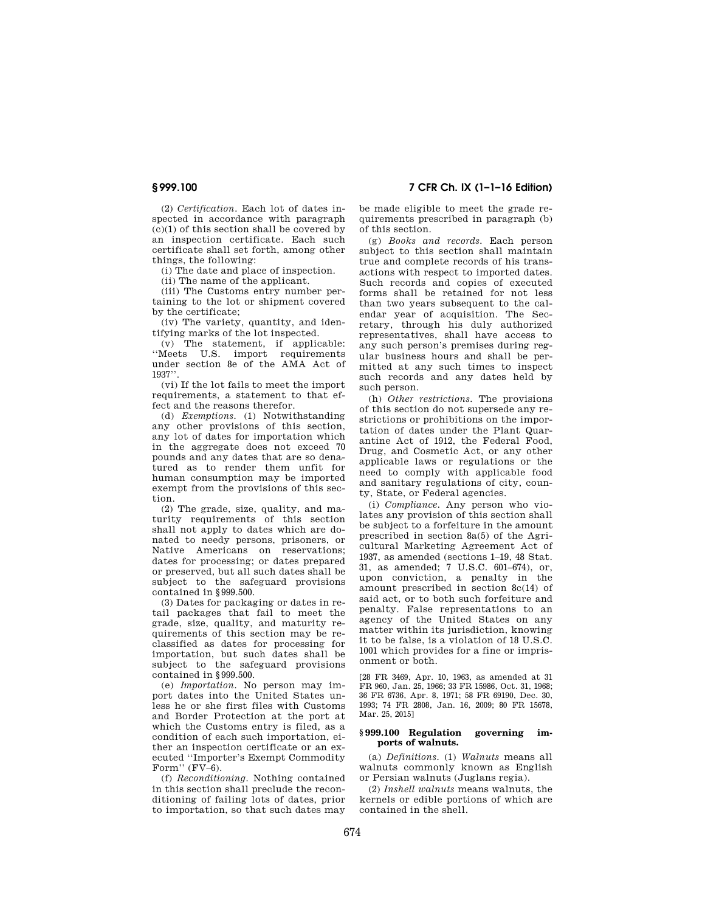(2) *Certification.* Each lot of dates inspected in accordance with paragraph (c)(1) of this section shall be covered by an inspection certificate. Each such certificate shall set forth, among other things, the following:

(i) The date and place of inspection.

(ii) The name of the applicant.

(iii) The Customs entry number pertaining to the lot or shipment covered by the certificate;

(iv) The variety, quantity, and identifying marks of the lot inspected.

(v) The statement, if applicable: ''Meets U.S. import requirements under section 8e of the AMA Act of 1937''.

(vi) If the lot fails to meet the import requirements, a statement to that effect and the reasons therefor.

(d) *Exemptions.* (1) Notwithstanding any other provisions of this section, any lot of dates for importation which in the aggregate does not exceed 70 pounds and any dates that are so denatured as to render them unfit for human consumption may be imported exempt from the provisions of this section.

(2) The grade, size, quality, and maturity requirements of this section shall not apply to dates which are donated to needy persons, prisoners, or Native Americans on reservations; dates for processing; or dates prepared or preserved, but all such dates shall be subject to the safeguard provisions contained in §999.500.

(3) Dates for packaging or dates in retail packages that fail to meet the grade, size, quality, and maturity requirements of this section may be reclassified as dates for processing for importation, but such dates shall be subject to the safeguard provisions contained in §999.500.

(e) *Importation.* No person may import dates into the United States unless he or she first files with Customs and Border Protection at the port at which the Customs entry is filed, as a condition of each such importation, either an inspection certificate or an executed ''Importer's Exempt Commodity Form'' (FV–6).

(f) *Reconditioning.* Nothing contained in this section shall preclude the reconditioning of failing lots of dates, prior to importation, so that such dates may be made eligible to meet the grade requirements prescribed in paragraph (b) of this section.

(g) *Books and records.* Each person subject to this section shall maintain true and complete records of his transactions with respect to imported dates. Such records and copies of executed forms shall be retained for not less than two years subsequent to the calendar year of acquisition. The Secretary, through his duly authorized representatives, shall have access to any such person's premises during regular business hours and shall be permitted at any such times to inspect such records and any dates held by such person.

(h) *Other restrictions.* The provisions of this section do not supersede any restrictions or prohibitions on the importation of dates under the Plant Quarantine Act of 1912, the Federal Food, Drug, and Cosmetic Act, or any other applicable laws or regulations or the need to comply with applicable food and sanitary regulations of city, county, State, or Federal agencies.

(i) *Compliance.* Any person who violates any provision of this section shall be subject to a forfeiture in the amount prescribed in section 8a(5) of the Agricultural Marketing Agreement Act of 1937, as amended (sections 1–19, 48 Stat. 31, as amended; 7 U.S.C. 601–674), or, upon conviction, a penalty in the amount prescribed in section 8c(14) of said act, or to both such forfeiture and penalty. False representations to an agency of the United States on any matter within its jurisdiction, knowing it to be false, is a violation of 18 U.S.C. 1001 which provides for a fine or imprisonment or both.

[28 FR 3469, Apr. 10, 1963, as amended at 31 FR 960, Jan. 25, 1966; 33 FR 15986, Oct. 31, 1968; 36 FR 6736, Apr. 8, 1971; 58 FR 69190, Dec. 30, 1993; 74 FR 2808, Jan. 16, 2009; 80 FR 15678, Mar. 25, 2015]

### §999.100 Regulation governing imports of walnuts.

(a) *Definitions.* (1) *Walnuts* means all walnuts commonly known as English or Persian walnuts (Juglans regia).

(2) *Inshell walnuts* means walnuts, the kernels or edible portions of which are contained in the shell.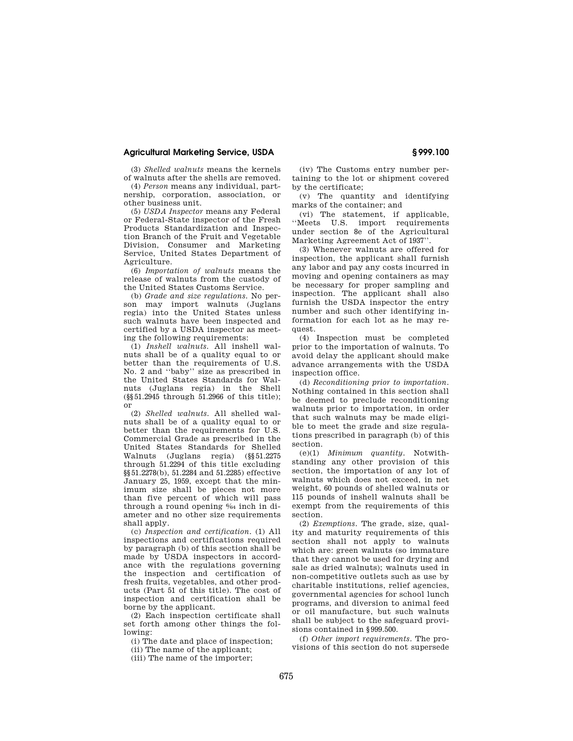(3) *Shelled walnuts* means the kernels of walnuts after the shells are removed.

(4) *Person* means any individual, partnership, corporation, association, or other business unit.

(5) *USDA Inspector* means any Federal or Federal-State inspector of the Fresh Products Standardization and Inspection Branch of the Fruit and Vegetable Division, Consumer and Marketing Service, United States Department of Agriculture.

(6) *Importation of walnuts* means the release of walnuts from the custody of the United States Customs Service.

(b) *Grade and size regulations.* No person may import walnuts (Juglans regia) into the United States unless such walnuts have been inspected and certified by a USDA inspector as meeting the following requirements:

(1) *Inshell walnuts.* All inshell walnuts shall be of a quality equal to or better than the requirements of U.S. No. 2 and ''baby'' size as prescribed in the United States Standards for Walnuts (Juglans regia) in the Shell (§§51.2945 through 51.2966 of this title); or

(2) *Shelled walnuts.* All shelled walnuts shall be of a quality equal to or better than the requirements for U.S. Commercial Grade as prescribed in the United States Standards for Shelled Walnuts (Juglans regia) (§§51.2275 through 51.2294 of this title excluding §§51.2278(b), 51.2284 and 51.2285) effective January 25, 1959, except that the minimum size shall be pieces not more than five percent of which will pass through a round opening 6/64 inch in diameter and no other size requirements shall apply.

(c) *Inspection and certification.* (1) All inspections and certifications required by paragraph (b) of this section shall be made by USDA inspectors in accordance with the regulations governing the inspection and certification of fresh fruits, vegetables, and other products (Part 51 of this title). The cost of inspection and certification shall be borne by the applicant.

(2) Each inspection certificate shall set forth among other things the following:

(i) The date and place of inspection;

(ii) The name of the applicant;

(iii) The name of the importer;

(iv) The Customs entry number pertaining to the lot or shipment covered by the certificate;

(v) The quantity and identifying marks of the container; and

(vi) The statement, if applicable, ''Meets U.S. import requirements under section 8e of the Agricultural Marketing Agreement Act of 1937''.

(3) Whenever walnuts are offered for inspection, the applicant shall furnish any labor and pay any costs incurred in moving and opening containers as may be necessary for proper sampling and inspection. The applicant shall also furnish the USDA inspector the entry number and such other identifying information for each lot as he may request.

(4) Inspection must be completed prior to the importation of walnuts. To avoid delay the applicant should make advance arrangements with the USDA inspection office.

(d) *Reconditioning prior to importation.* Nothing contained in this section shall be deemed to preclude reconditioning walnuts prior to importation, in order that such walnuts may be made eligible to meet the grade and size regulations prescribed in paragraph (b) of this section.

(e)(1) *Minimum quantity.* Notwithstanding any other provision of this section, the importation of any lot of walnuts which does not exceed, in net weight, 60 pounds of shelled walnuts or 115 pounds of inshell walnuts shall be exempt from the requirements of this section.

(2) *Exemptions.* The grade, size, quality and maturity requirements of this section shall not apply to walnuts which are: green walnuts (so immature that they cannot be used for drying and sale as dried walnuts); walnuts used in non-competitive outlets such as use by charitable institutions, relief agencies, governmental agencies for school lunch programs, and diversion to animal feed or oil manufacture, but such walnuts shall be subject to the safeguard provisions contained in §999.500.

(f) *Other import requirements.* The provisions of this section do not supersede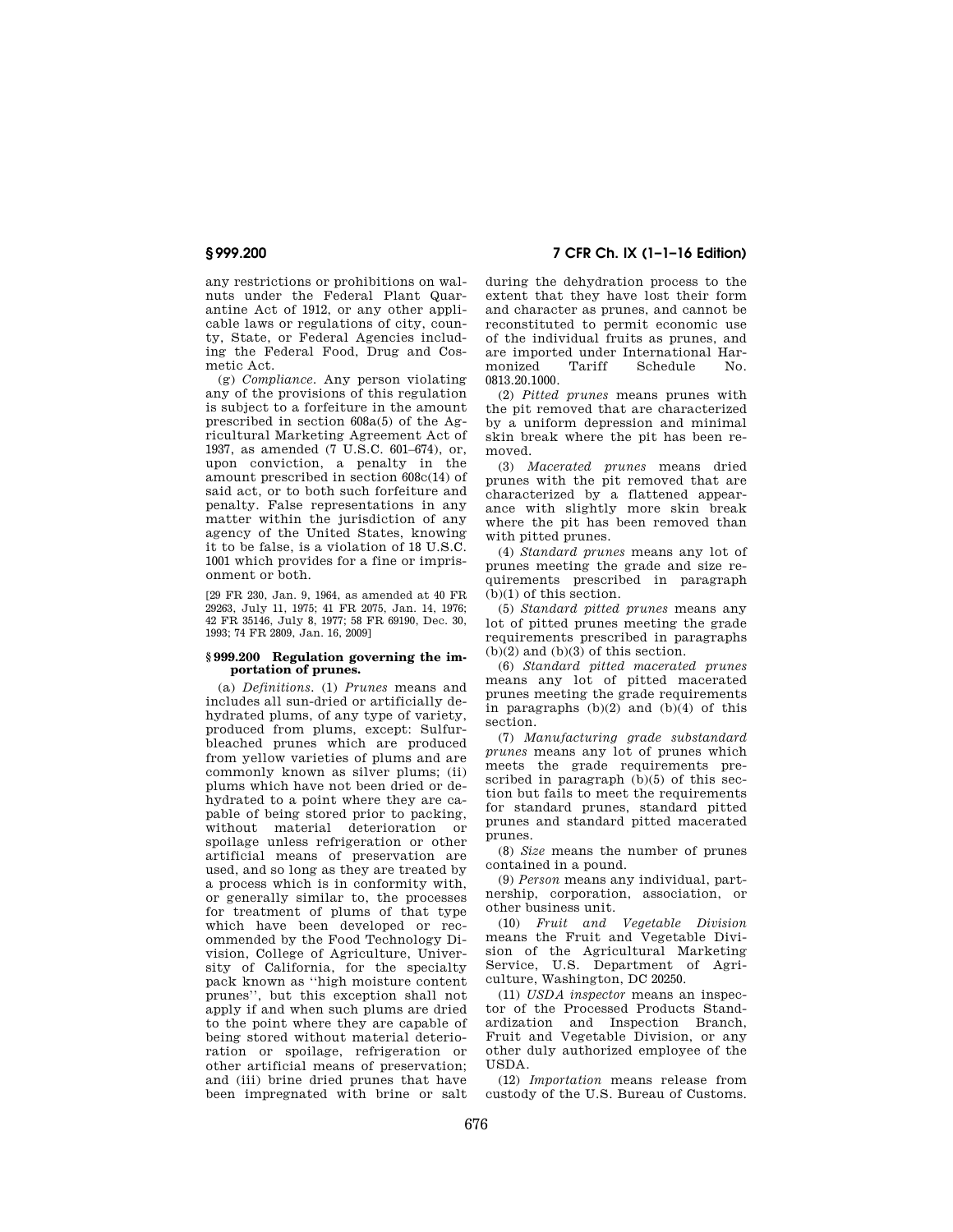any restrictions or prohibitions on walnuts under the Federal Plant Quarantine Act of 1912, or any other applicable laws or regulations of city, county, State, or Federal Agencies including the Federal Food, Drug and Cosmetic Act.

(g) *Compliance.* Any person violating any of the provisions of this regulation is subject to a forfeiture in the amount prescribed in section 608a(5) of the Agricultural Marketing Agreement Act of 1937, as amended (7 U.S.C. 601–674), or, upon conviction, a penalty in the amount prescribed in section 608c(14) of said act, or to both such forfeiture and penalty. False representations in any matter within the jurisdiction of any agency of the United States, knowing it to be false, is a violation of 18 U.S.C. 1001 which provides for a fine or imprisonment or both.

[29 FR 230, Jan. 9, 1964, as amended at 40 FR 29263, July 11, 1975; 41 FR 2075, Jan. 14, 1976; 42 FR 35146, July 8, 1977; 58 FR 69190, Dec. 30, 1993; 74 FR 2809, Jan. 16, 2009]

### § 999.200 Regulation governing the importation of prunes.

(a) *Definitions.* (1) *Prunes* means and includes all sun-dried or artificially dehydrated plums, of any type of variety, produced from plums, except: Sulfur-bleached prunes which are produced from yellow varieties of plums and are commonly known as silver plums; (ii) plums which have not been dried or dehydrated to a point where they are capable of being stored prior to packing, without material deterioration or spoilage unless refrigeration or other artificial means of preservation are used, and so long as they are treated by a process which is in conformity with, or generally similar to, the processes for treatment of plums of that type which have been developed or recommended by the Food Technology Division, College of Agriculture, University of California, for the specialty pack known as ''high moisture content prunes'', but this exception shall not apply if and when such plums are dried to the point where they are capable of being stored without material deterioration or spoilage, refrigeration or other artificial means of preservation; and (iii) brine dried prunes that have been impregnated with brine or salt during the dehydration process to the extent that they have lost their form and character as prunes, and cannot be reconstituted to permit economic use of the individual fruits as prunes, and are imported under International Harmonized Tariff Schedule No. 0813.20.1000.

(2) *Pitted prunes* means prunes with the pit removed that are characterized by a uniform depression and minimal skin break where the pit has been removed.

(3) *Macerated prunes* means dried prunes with the pit removed that are characterized by a flattened appearance with slightly more skin break where the pit has been removed than with pitted prunes.

(4) *Standard prunes* means any lot of prunes meeting the grade and size requirements prescribed in paragraph (b)(1) of this section.

(5) *Standard pitted prunes* means any lot of pitted prunes meeting the grade requirements prescribed in paragraphs (b)(2) and (b)(3) of this section.

(6) *Standard pitted macerated prunes* means any lot of pitted macerated prunes meeting the grade requirements in paragraphs (b)(2) and (b)(4) of this section.

(7) *Manufacturing grade substandard prunes* means any lot of prunes which meets the grade requirements prescribed in paragraph (b)(5) of this section but fails to meet the requirements for standard prunes, standard pitted prunes and standard pitted macerated prunes.

(8) *Size* means the number of prunes contained in a pound.

(9) *Person* means any individual, partnership, corporation, association, or other business unit.

(10) *Fruit and Vegetable Division* means the Fruit and Vegetable Division of the Agricultural Marketing Service, U.S. Department of Agriculture, Washington, DC 20250.

(11) *USDA inspector* means an inspector of the Processed Products Standardization and Inspection Branch, Fruit and Vegetable Division, or any other duly authorized employee of the USDA.

(12) *Importation* means release from custody of the U.S. Bureau of Customs.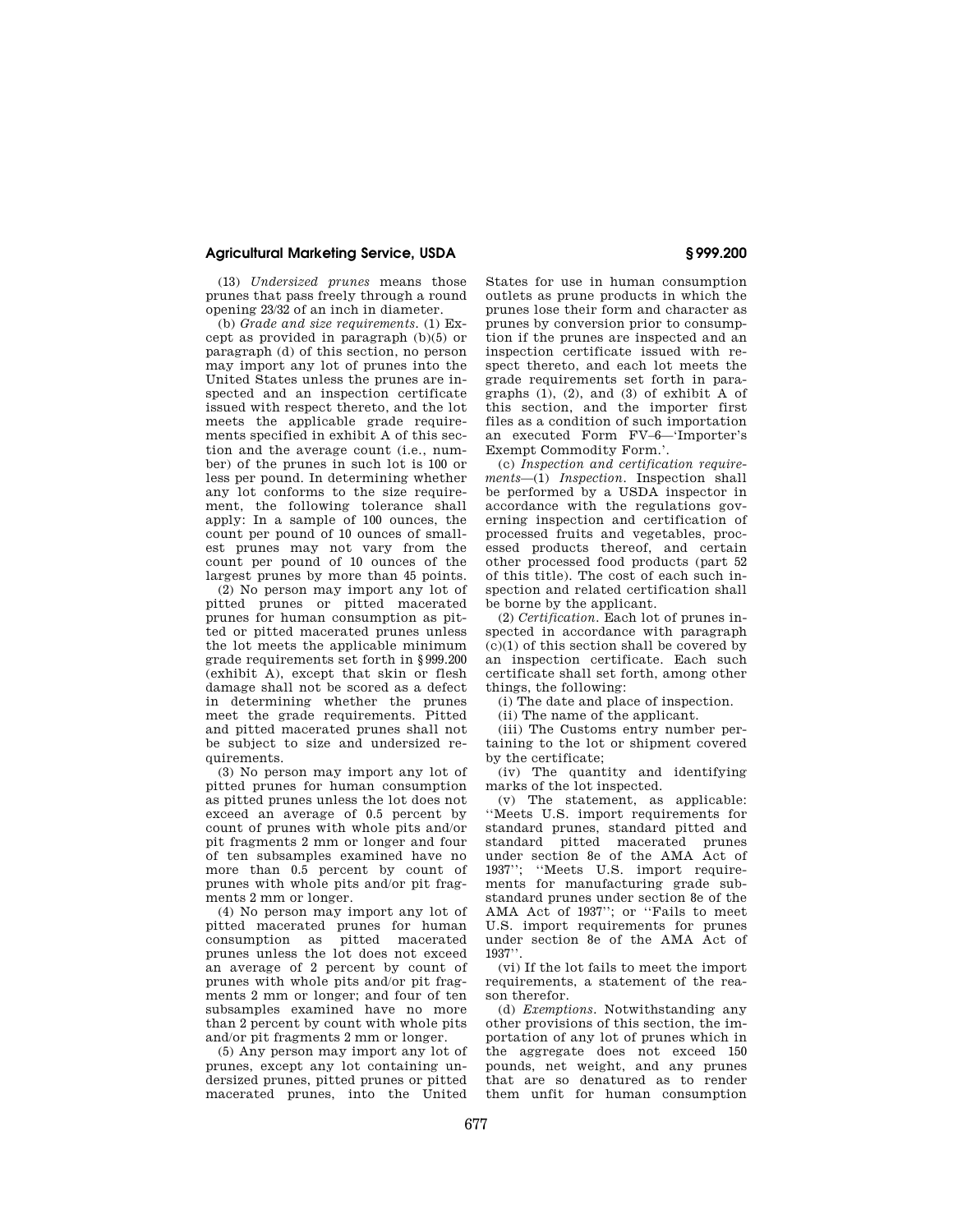(13) *Undersized prunes* means those prunes that pass freely through a round opening 23/32 of an inch in diameter.

(b) *Grade and size requirements.* (1) Except as provided in paragraph (b)(5) or paragraph (d) of this section, no person may import any lot of prunes into the United States unless the prunes are inspected and an inspection certificate issued with respect thereto, and the lot meets the applicable grade requirements specified in exhibit A of this section and the average count (i.e., number) of the prunes in such lot is 100 or less per pound. In determining whether any lot conforms to the size requirement, the following tolerance shall apply: In a sample of 100 ounces, the count per pound of 10 ounces of smallest prunes may not vary from the count per pound of 10 ounces of the largest prunes by more than 45 points.

(2) No person may import any lot of pitted prunes or pitted macerated prunes for human consumption as pitted or pitted macerated prunes unless the lot meets the applicable minimum grade requirements set forth in §999.200 (exhibit A), except that skin or flesh damage shall not be scored as a defect in determining whether the prunes meet the grade requirements. Pitted and pitted macerated prunes shall not be subject to size and undersized requirements.

(3) No person may import any lot of pitted prunes for human consumption as pitted prunes unless the lot does not exceed an average of 0.5 percent by count of prunes with whole pits and/or pit fragments 2 mm or longer and four of ten subsamples examined have no more than 0.5 percent by count of prunes with whole pits and/or pit fragments 2 mm or longer.

(4) No person may import any lot of pitted macerated prunes for human consumption as pitted macerated prunes unless the lot does not exceed an average of 2 percent by count of prunes with whole pits and/or pit fragments 2 mm or longer; and four of ten subsamples examined have no more than 2 percent by count with whole pits and/or pit fragments 2 mm or longer.

(5) Any person may import any lot of prunes, except any lot containing undersized prunes, pitted prunes or pitted macerated prunes, into the United States for use in human consumption outlets as prune products in which the prunes lose their form and character as prunes by conversion prior to consumption if the prunes are inspected and an inspection certificate issued with respect thereto, and each lot meets the grade requirements set forth in paragraphs (1), (2), and (3) of exhibit A of this section, and the importer first files as a condition of such importation an executed Form FV–6—'Importer's Exempt Commodity Form.'.

(c) *Inspection and certification requirements*—(1) *Inspection.* Inspection shall be performed by a USDA inspector in accordance with the regulations governing inspection and certification of processed fruits and vegetables, processed products thereof, and certain other processed food products (part 52 of this title). The cost of each such inspection and related certification shall be borne by the applicant.

(2) *Certification.* Each lot of prunes inspected in accordance with paragraph (c)(1) of this section shall be covered by an inspection certificate. Each such certificate shall set forth, among other things, the following:

(i) The date and place of inspection.

(ii) The name of the applicant.

(iii) The Customs entry number pertaining to the lot or shipment covered by the certificate;

(iv) The quantity and identifying marks of the lot inspected.

(v) The statement, as applicable: ''Meets U.S. import requirements for standard prunes, standard pitted and standard pitted macerated prunes under section 8e of the AMA Act of 1937''; ''Meets U.S. import requirements for manufacturing grade substandard prunes under section 8e of the AMA Act of 1937''; or ''Fails to meet U.S. import requirements for prunes under section 8e of the AMA Act of 1937''.

(vi) If the lot fails to meet the import requirements, a statement of the reason therefor.

(d) *Exemptions.* Notwithstanding any other provisions of this section, the importation of any lot of prunes which in the aggregate does not exceed 150 pounds, net weight, and any prunes that are so denatured as to render them unfit for human consumption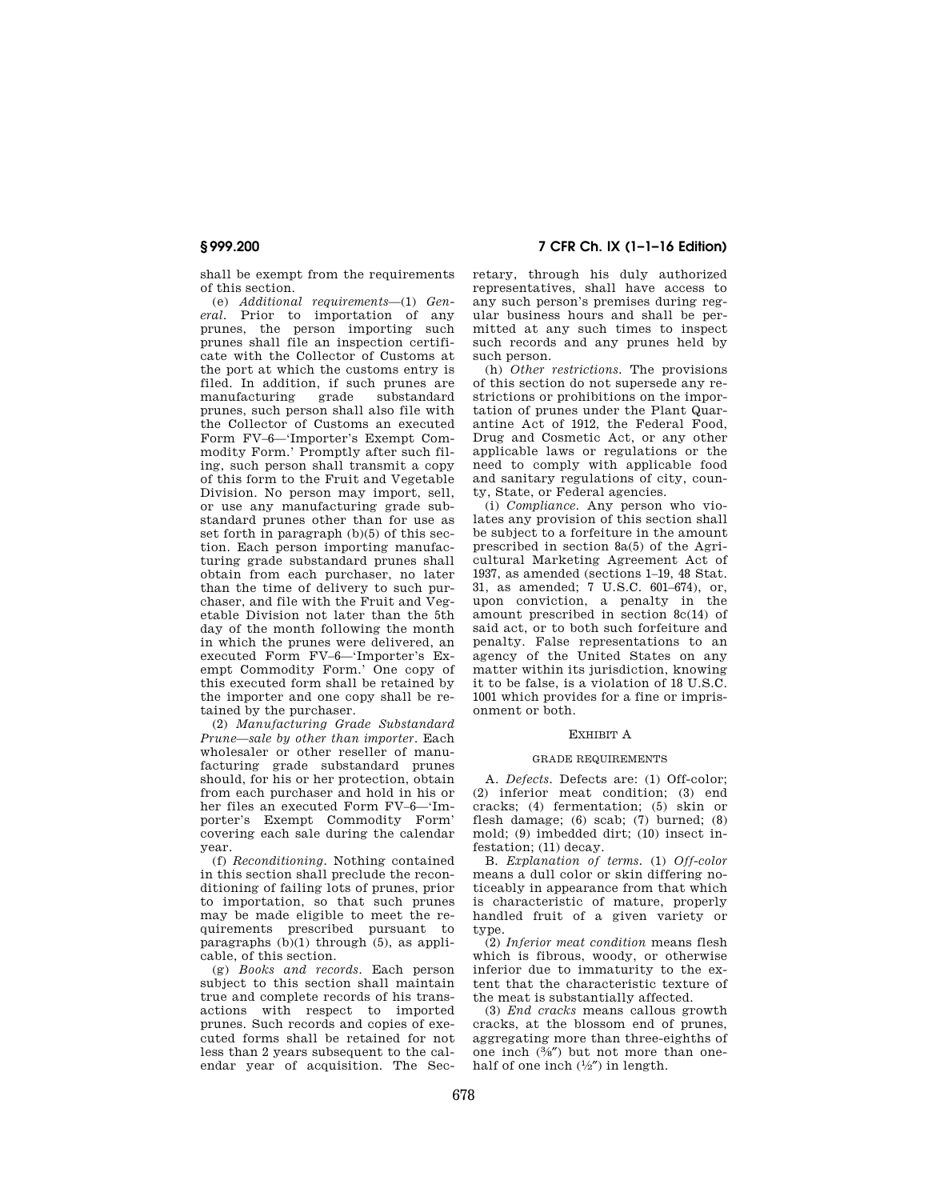shall be exempt from the requirements of this section.

(e) *Additional requirements*—(1) *General.* Prior to importation of any prunes, the person importing such prunes shall file an inspection certificate with the Collector of Customs at the port at which the customs entry is filed. In addition, if such prunes are manufacturing grade substandard prunes, such person shall also file with the Collector of Customs an executed Form FV–6—'Importer's Exempt Commodity Form.' Promptly after such filing, such person shall transmit a copy of this form to the Fruit and Vegetable Division. No person may import, sell, or use any manufacturing grade substandard prunes other than for use as set forth in paragraph (b)(5) of this section. Each person importing manufacturing grade substandard prunes shall obtain from each purchaser, no later than the time of delivery to such purchaser, and file with the Fruit and Vegetable Division not later than the 5th day of the month following the month in which the prunes were delivered, an executed Form FV–6—'Importer's Exempt Commodity Form.' One copy of this executed form shall be retained by the importer and one copy shall be retained by the purchaser.

(2) *Manufacturing Grade Substandard Prune—sale by other than importer.* Each wholesaler or other reseller of manufacturing grade substandard prunes should, for his or her protection, obtain from each purchaser and hold in his or her files an executed Form FV–6—'Importer's Exempt Commodity Form' covering each sale during the calendar year.

(f) *Reconditioning.* Nothing contained in this section shall preclude the reconditioning of failing lots of prunes, prior to importation, so that such prunes may be made eligible to meet the requirements prescribed pursuant to paragraphs (b)(1) through (5), as applicable, of this section.

(g) *Books and records.* Each person subject to this section shall maintain true and complete records of his transactions with respect to imported prunes. Such records and copies of executed forms shall be retained for not less than 2 years subsequent to the calendar year of acquisition. The Secretary, through his duly authorized representatives, shall have access to any such person's premises during regular business hours and shall be permitted at any such times to inspect such records and any prunes held by such person.

(h) *Other restrictions.* The provisions of this section do not supersede any restrictions or prohibitions on the importation of prunes under the Plant Quarantine Act of 1912, the Federal Food, Drug and Cosmetic Act, or any other applicable laws or regulations or the need to comply with applicable food and sanitary regulations of city, county, State, or Federal agencies.

(i) *Compliance.* Any person who violates any provision of this section shall be subject to a forfeiture in the amount prescribed in section 8a(5) of the Agricultural Marketing Agreement Act of 1937, as amended (sections 1–19, 48 Stat. 31, as amended; 7 U.S.C. 601–674), or, upon conviction, a penalty in the amount prescribed in section 8c(14) of said act, or to both such forfeiture and penalty. False representations to an agency of the United States on any matter within its jurisdiction, knowing it to be false, is a violation of 18 U.S.C. 1001 which provides for a fine or imprisonment or both.

## EXHIBIT A

### GRADE REQUIREMENTS

A. *Defects.* Defects are: (1) Off-color; (2) inferior meat condition; (3) end cracks; (4) fermentation; (5) skin or flesh damage; (6) scab; (7) burned; (8) mold; (9) imbedded dirt; (10) insect infestation; (11) decay.

B. *Explanation of terms.* (1) *Off-color* means a dull color or skin differing noticeably in appearance from that which is characteristic of mature, properly handled fruit of a given variety or type.

(2) *Inferior meat condition* means flesh which is fibrous, woody, or otherwise inferior due to immaturity to the extent that the characteristic texture of the meat is substantially affected.

(3) *End cracks* means callous growth cracks, at the blossom end of prunes, aggregating more than three-eighths of one inch (3⁄8″) but not more than one-half of one inch (1⁄2″) in length.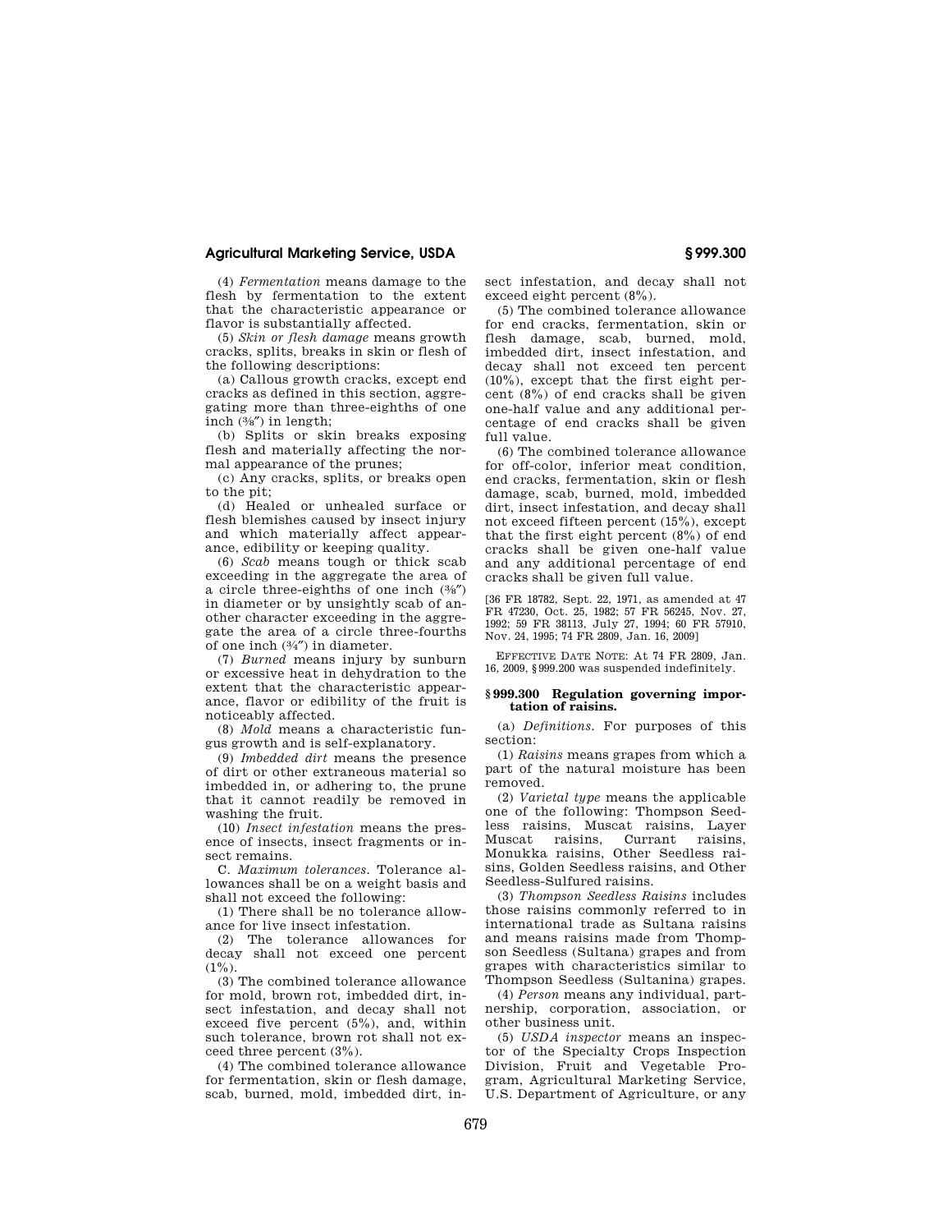(4) *Fermentation* means damage to the flesh by fermentation to the extent that the characteristic appearance or flavor is substantially affected.

(5) *Skin or flesh damage* means growth cracks, splits, breaks in skin or flesh of the following descriptions:

(a) Callous growth cracks, except end cracks as defined in this section, aggregating more than three-eighths of one inch (⅜″) in length;

(b) Splits or skin breaks exposing flesh and materially affecting the normal appearance of the prunes;

(c) Any cracks, splits, or breaks open to the pit;

(d) Healed or unhealed surface or flesh blemishes caused by insect injury and which materially affect appearance, edibility or keeping quality.

(6) *Scab* means tough or thick scab exceeding in the aggregate the area of a circle three-eighths of one inch (⅜″) in diameter or by unsightly scab of another character exceeding in the aggregate the area of a circle three-fourths of one inch (¾″) in diameter.

(7) *Burned* means injury by sunburn or excessive heat in dehydration to the extent that the characteristic appearance, flavor or edibility of the fruit is noticeably affected.

(8) *Mold* means a characteristic fungus growth and is self-explanatory.

(9) *Imbedded dirt* means the presence of dirt or other extraneous material so imbedded in, or adhering to, the prune that it cannot readily be removed in washing the fruit.

(10) *Insect infestation* means the presence of insects, insect fragments or insect remains.

C. *Maximum tolerances.* Tolerance allowances shall be on a weight basis and shall not exceed the following:

(1) There shall be no tolerance allowance for live insect infestation.

(2) The tolerance allowances for decay shall not exceed one percent (1%).

(3) The combined tolerance allowance for mold, brown rot, imbedded dirt, insect infestation, and decay shall not exceed five percent (5%), and, within such tolerance, brown rot shall not exceed three percent (3%).

(4) The combined tolerance allowance for fermentation, skin or flesh damage, scab, burned, mold, imbedded dirt, insect infestation, and decay shall not exceed eight percent (8%).

(5) The combined tolerance allowance for end cracks, fermentation, skin or flesh damage, scab, burned, mold, imbedded dirt, insect infestation, and decay shall not exceed ten percent (10%), except that the first eight percent (8%) of end cracks shall be given one-half value and any additional percentage of end cracks shall be given full value.

(6) The combined tolerance allowance for off-color, inferior meat condition, end cracks, fermentation, skin or flesh damage, scab, burned, mold, imbedded dirt, insect infestation, and decay shall not exceed fifteen percent (15%), except that the first eight percent (8%) of end cracks shall be given one-half value and any additional percentage of end cracks shall be given full value.

[36 FR 18782, Sept. 22, 1971, as amended at 47 FR 47230, Oct. 25, 1982; 57 FR 56245, Nov. 27, 1992; 59 FR 38113, July 27, 1994; 60 FR 57910, Nov. 24, 1995; 74 FR 2809, Jan. 16, 2009]

EFFECTIVE DATE NOTE: At 74 FR 2809, Jan. 16, 2009, §999.200 was suspended indefinitely.

### §999.300 Regulation governing importation of raisins.

(a) *Definitions.* For purposes of this section:

(1) *Raisins* means grapes from which a part of the natural moisture has been removed.

(2) *Varietal type* means the applicable one of the following: Thompson Seedless raisins, Muscat raisins, Layer Muscat raisins, Currant raisins, Monukka raisins, Other Seedless raisins, Golden Seedless raisins, and Other Seedless-Sulfured raisins.

(3) *Thompson Seedless Raisins* includes those raisins commonly referred to in international trade as Sultana raisins and means raisins made from Thompson Seedless (Sultana) grapes and from grapes with characteristics similar to Thompson Seedless (Sultanina) grapes.

(4) *Person* means any individual, partnership, corporation, association, or other business unit.

(5) *USDA inspector* means an inspector of the Specialty Crops Inspection Division, Fruit and Vegetable Program, Agricultural Marketing Service, U.S. Department of Agriculture, or any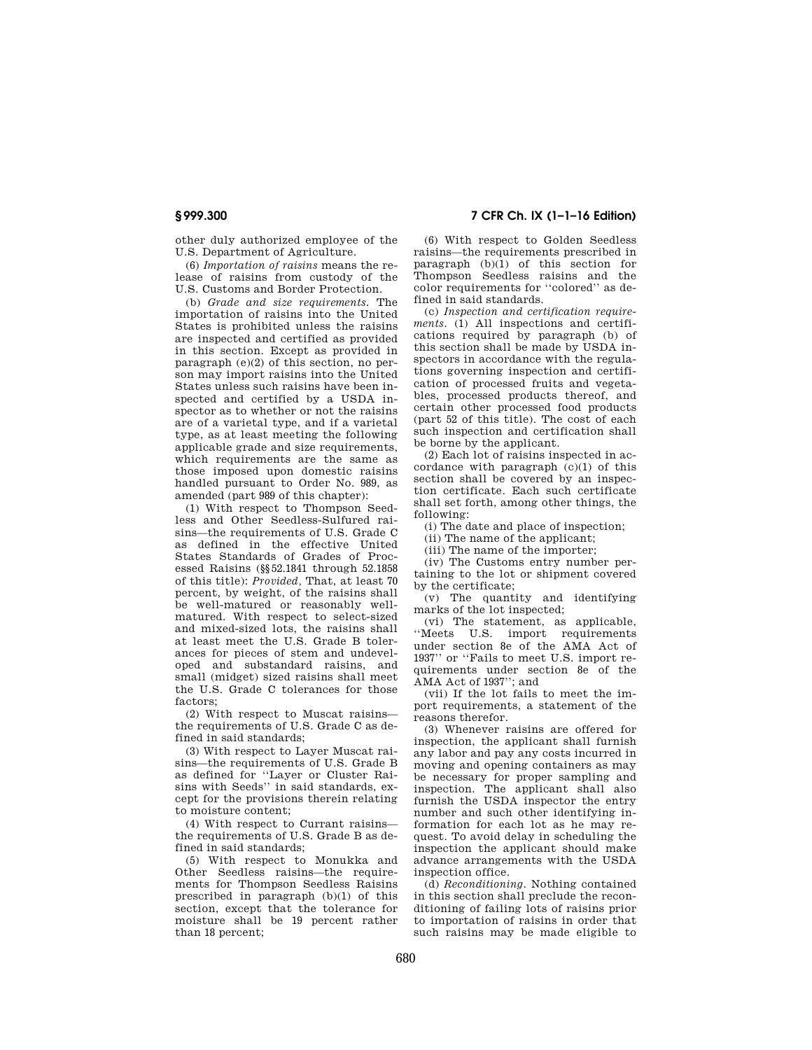other duly authorized employee of the U.S. Department of Agriculture.

(6) *Importation of raisins* means the release of raisins from custody of the U.S. Customs and Border Protection.

(b) *Grade and size requirements.* The importation of raisins into the United States is prohibited unless the raisins are inspected and certified as provided in this section. Except as provided in paragraph (e)(2) of this section, no person may import raisins into the United States unless such raisins have been inspected and certified by a USDA inspector as to whether or not the raisins are of a varietal type, and if a varietal type, as at least meeting the following applicable grade and size requirements, which requirements are the same as those imposed upon domestic raisins handled pursuant to Order No. 989, as amended (part 989 of this chapter):

(1) With respect to Thompson Seedless and Other Seedless-Sulfured raisins—the requirements of U.S. Grade C as defined in the effective United States Standards of Grades of Processed Raisins (§§52.1841 through 52.1858 of this title): *Provided,* That, at least 70 percent, by weight, of the raisins shall be well-matured or reasonably well-matured. With respect to select-sized and mixed-sized lots, the raisins shall at least meet the U.S. Grade B tolerances for pieces of stem and undeveloped and substandard raisins, and small (midget) sized raisins shall meet the U.S. Grade C tolerances for those factors;

(2) With respect to Muscat raisins—the requirements of U.S. Grade C as defined in said standards;

(3) With respect to Layer Muscat raisins—the requirements of U.S. Grade B as defined for ''Layer or Cluster Raisins with Seeds'' in said standards, except for the provisions therein relating to moisture content;

(4) With respect to Currant raisins—the requirements of U.S. Grade B as defined in said standards;

(5) With respect to Monukka and Other Seedless raisins—the requirements for Thompson Seedless Raisins prescribed in paragraph (b)(1) of this section, except that the tolerance for moisture shall be 19 percent rather than 18 percent;

(6) With respect to Golden Seedless raisins—the requirements prescribed in paragraph (b)(1) of this section for Thompson Seedless raisins and the color requirements for ''colored'' as defined in said standards.

(c) *Inspection and certification requirements.* (1) All inspections and certifications required by paragraph (b) of this section shall be made by USDA inspectors in accordance with the regulations governing inspection and certification of processed fruits and vegetables, processed products thereof, and certain other processed food products (part 52 of this title). The cost of each such inspection and certification shall be borne by the applicant.

(2) Each lot of raisins inspected in accordance with paragraph (c)(1) of this section shall be covered by an inspection certificate. Each such certificate shall set forth, among other things, the following:

(i) The date and place of inspection;

(ii) The name of the applicant;

(iii) The name of the importer;

(iv) The Customs entry number pertaining to the lot or shipment covered by the certificate;

(v) The quantity and identifying marks of the lot inspected;

(vi) The statement, as applicable, ''Meets U.S. import requirements under section 8e of the AMA Act of 1937'' or ''Fails to meet U.S. import requirements under section 8e of the AMA Act of 1937''; and

(vii) If the lot fails to meet the import requirements, a statement of the reasons therefor.

(3) Whenever raisins are offered for inspection, the applicant shall furnish any labor and pay any costs incurred in moving and opening containers as may be necessary for proper sampling and inspection. The applicant shall also furnish the USDA inspector the entry number and such other identifying information for each lot as he may request. To avoid delay in scheduling the inspection the applicant should make advance arrangements with the USDA inspection office.

(d) *Reconditioning.* Nothing contained in this section shall preclude the reconditioning of failing lots of raisins prior to importation of raisins in order that such raisins may be made eligible to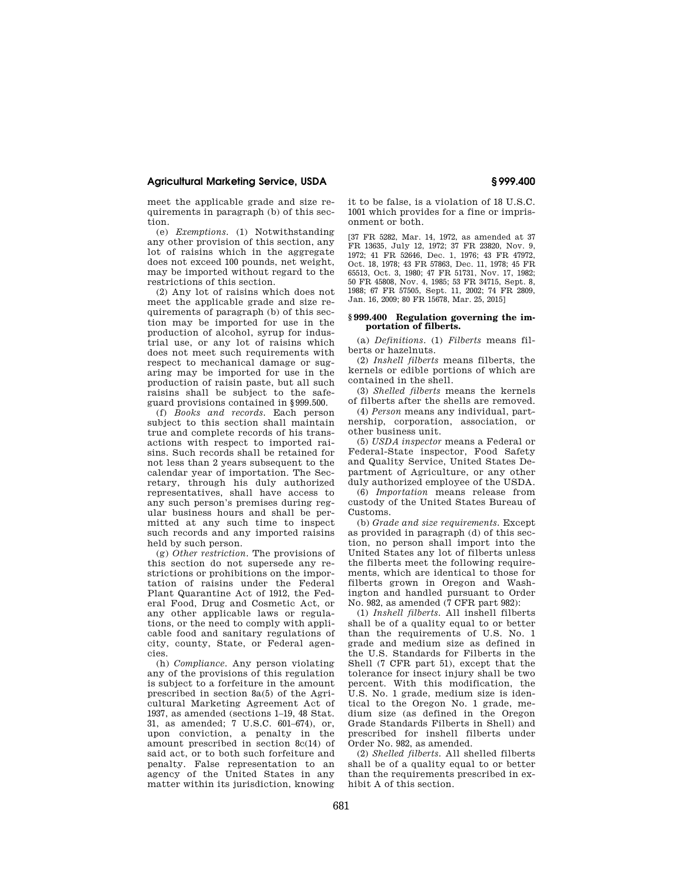meet the applicable grade and size requirements in paragraph (b) of this section.

(e) *Exemptions.* (1) Notwithstanding any other provision of this section, any lot of raisins which in the aggregate does not exceed 100 pounds, net weight, may be imported without regard to the restrictions of this section.

(2) Any lot of raisins which does not meet the applicable grade and size requirements of paragraph (b) of this section may be imported for use in the production of alcohol, syrup for industrial use, or any lot of raisins which does not meet such requirements with respect to mechanical damage or sugaring may be imported for use in the production of raisin paste, but all such raisins shall be subject to the safeguard provisions contained in §999.500.

(f) *Books and records.* Each person subject to this section shall maintain true and complete records of his transactions with respect to imported raisins. Such records shall be retained for not less than 2 years subsequent to the calendar year of importation. The Secretary, through his duly authorized representatives, shall have access to any such person's premises during regular business hours and shall be permitted at any such time to inspect such records and any imported raisins held by such person.

(g) *Other restriction.* The provisions of this section do not supersede any restrictions or prohibitions on the importation of raisins under the Federal Plant Quarantine Act of 1912, the Federal Food, Drug and Cosmetic Act, or any other applicable laws or regulations, or the need to comply with applicable food and sanitary regulations of city, county, State, or Federal agencies.

(h) *Compliance.* Any person violating any of the provisions of this regulation is subject to a forfeiture in the amount prescribed in section 8a(5) of the Agricultural Marketing Agreement Act of 1937, as amended (sections 1–19, 48 Stat. 31, as amended; 7 U.S.C. 601–674), or, upon conviction, a penalty in the amount prescribed in section 8c(14) of said act, or to both such forfeiture and penalty. False representation to an agency of the United States in any matter within its jurisdiction, knowing it to be false, is a violation of 18 U.S.C. 1001 which provides for a fine or imprisonment or both.

[37 FR 5282, Mar. 14, 1972, as amended at 37 FR 13635, July 12, 1972; 37 FR 23820, Nov. 9, 1972; 41 FR 52646, Dec. 1, 1976; 43 FR 47972, Oct. 18, 1978; 43 FR 57863, Dec. 11, 1978; 45 FR 65513, Oct. 3, 1980; 47 FR 51731, Nov. 17, 1982; 50 FR 45808, Nov. 4, 1985; 53 FR 34715, Sept. 8, 1988; 67 FR 57505, Sept. 11, 2002; 74 FR 2809, Jan. 16, 2009; 80 FR 15678, Mar. 25, 2015]

### §999.400 Regulation governing the importation of filberts.

(a) *Definitions.* (1) *Filberts* means filberts or hazelnuts.

(2) *Inshell filberts* means filberts, the kernels or edible portions of which are contained in the shell.

(3) *Shelled filberts* means the kernels of filberts after the shells are removed.

(4) *Person* means any individual, partnership, corporation, association, or other business unit.

(5) *USDA inspector* means a Federal or Federal-State inspector, Food Safety and Quality Service, United States Department of Agriculture, or any other duly authorized employee of the USDA.

(6) *Importation* means release from custody of the United States Bureau of Customs.

(b) *Grade and size requirements.* Except as provided in paragraph (d) of this section, no person shall import into the United States any lot of filberts unless the filberts meet the following requirements, which are identical to those for filberts grown in Oregon and Washington and handled pursuant to Order No. 982, as amended (7 CFR part 982):

(1) *Inshell filberts.* All inshell filberts shall be of a quality equal to or better than the requirements of U.S. No. 1 grade and medium size as defined in the U.S. Standards for Filberts in the Shell (7 CFR part 51), except that the tolerance for insect injury shall be two percent. With this modification, the U.S. No. 1 grade, medium size is identical to the Oregon No. 1 grade, medium size (as defined in the Oregon Grade Standards Filberts in Shell) and prescribed for inshell filberts under Order No. 982, as amended.

(2) *Shelled filberts.* All shelled filberts shall be of a quality equal to or better than the requirements prescribed in exhibit A of this section.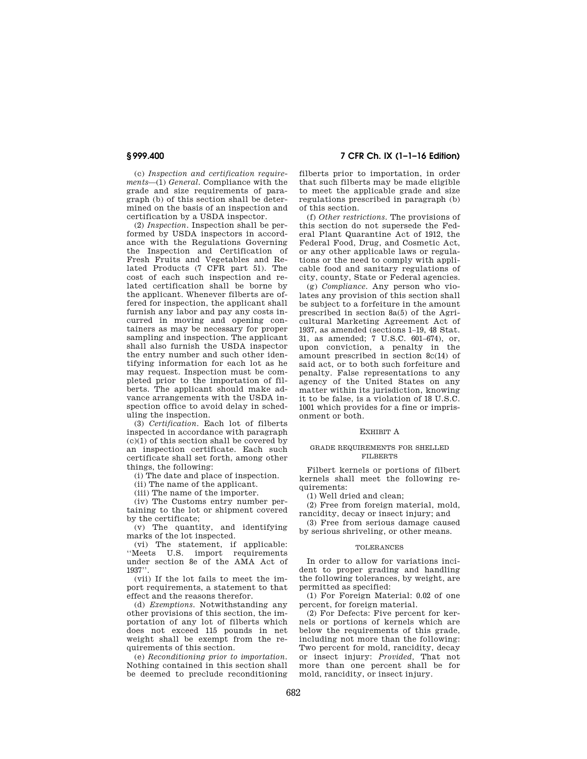(c) *Inspection and certification requirements*—(1) *General.* Compliance with the grade and size requirements of paragraph (b) of this section shall be determined on the basis of an inspection and certification by a USDA inspector.

(2) *Inspection.* Inspection shall be performed by USDA inspectors in accordance with the Regulations Governing the Inspection and Certification of Fresh Fruits and Vegetables and Related Products (7 CFR part 51). The cost of each such inspection and related certification shall be borne by the applicant. Whenever filberts are offered for inspection, the applicant shall furnish any labor and pay any costs incurred in moving and opening containers as may be necessary for proper sampling and inspection. The applicant shall also furnish the USDA inspector the entry number and such other identifying information for each lot as he may request. Inspection must be completed prior to the importation of filberts. The applicant should make advance arrangements with the USDA inspection office to avoid delay in scheduling the inspection.

(3) *Certification.* Each lot of filberts inspected in accordance with paragraph (c)(1) of this section shall be covered by an inspection certificate. Each such certificate shall set forth, among other things, the following:

(i) The date and place of inspection.

(ii) The name of the applicant.

(iii) The name of the importer.

(iv) The Customs entry number pertaining to the lot or shipment covered by the certificate;

(v) The quantity, and identifying marks of the lot inspected.

(vi) The statement, if applicable: ''Meets U.S. import requirements under section 8e of the AMA Act of 1937''.

(vii) If the lot fails to meet the import requirements, a statement to that effect and the reasons therefor.

(d) *Exemptions.* Notwithstanding any other provisions of this section, the importation of any lot of filberts which does not exceed 115 pounds in net weight shall be exempt from the requirements of this section.

(e) *Reconditioning prior to importation.* Nothing contained in this section shall be deemed to preclude reconditioning filberts prior to importation, in order that such filberts may be made eligible to meet the applicable grade and size regulations prescribed in paragraph (b) of this section.

(f) *Other restrictions.* The provisions of this section do not supersede the Federal Plant Quarantine Act of 1912, the Federal Food, Drug, and Cosmetic Act, or any other applicable laws or regulations or the need to comply with applicable food and sanitary regulations of city, county, State or Federal agencies.

(g) *Compliance.* Any person who violates any provision of this section shall be subject to a forfeiture in the amount prescribed in section 8a(5) of the Agricultural Marketing Agreement Act of 1937, as amended (sections 1–19, 48 Stat. 31, as amended; 7 U.S.C. 601–674), or, upon conviction, a penalty in the amount prescribed in section 8c(14) of said act, or to both such forfeiture and penalty. False representations to any agency of the United States on any matter within its jurisdiction, knowing it to be false, is a violation of 18 U.S.C. 1001 which provides for a fine or imprisonment or both.

### EXHIBIT A

#### GRADE REQUIREMENTS FOR SHELLED FILBERTS

Filbert kernels or portions of filbert kernels shall meet the following requirements:

(1) Well dried and clean;

(2) Free from foreign material, mold, rancidity, decay or insect injury; and

(3) Free from serious damage caused by serious shriveling, or other means.

#### TOLERANCES

In order to allow for variations incident to proper grading and handling the following tolerances, by weight, are permitted as specified:

(1) For Foreign Material: 0.02 of one percent, for foreign material.

(2) For Defects: Five percent for kernels or portions of kernels which are below the requirements of this grade, including not more than the following: Two percent for mold, rancidity, decay or insect injury: *Provided,* That not more than one percent shall be for mold, rancidity, or insect injury.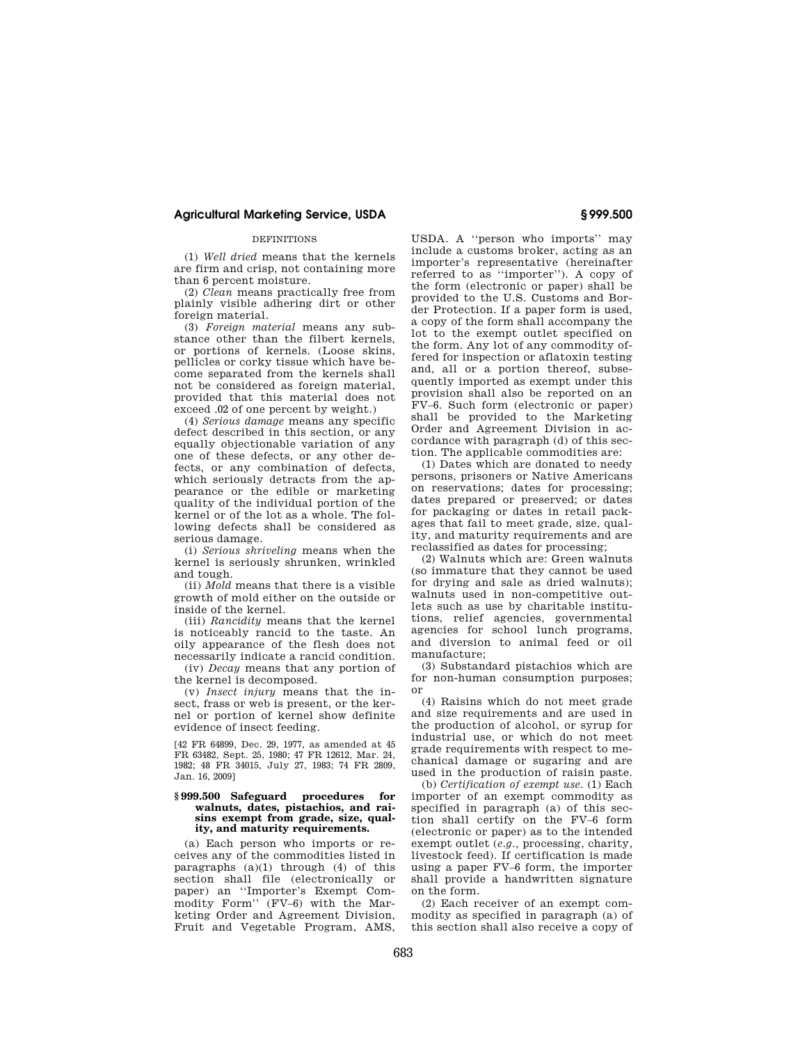DEFINITIONS

(1) *Well dried* means that the kernels are firm and crisp, not containing more than 6 percent moisture.

(2) *Clean* means practically free from plainly visible adhering dirt or other foreign material.

(3) *Foreign material* means any substance other than the filbert kernels, or portions of kernels. (Loose skins, pellicles or corky tissue which have become separated from the kernels shall not be considered as foreign material, provided that this material does not exceed .02 of one percent by weight.)

(4) *Serious damage* means any specific defect described in this section, or any equally objectionable variation of any one of these defects, or any other defects, or any combination of defects, which seriously detracts from the appearance or the edible or marketing quality of the individual portion of the kernel or of the lot as a whole. The following defects shall be considered as serious damage.

(i) *Serious shriveling* means when the kernel is seriously shrunken, wrinkled and tough.

(ii) *Mold* means that there is a visible growth of mold either on the outside or inside of the kernel.

(iii) *Rancidity* means that the kernel is noticeably rancid to the taste. An oily appearance of the flesh does not necessarily indicate a rancid condition.

(iv) *Decay* means that any portion of the kernel is decomposed.

(v) *Insect injury* means that the insect, frass or web is present, or the kernel or portion of kernel show definite evidence of insect feeding.

[42 FR 64899, Dec. 29, 1977, as amended at 45 FR 63482, Sept. 25, 1980; 47 FR 12612, Mar. 24, 1982; 48 FR 34015, July 27, 1983; 74 FR 2809, Jan. 16, 2009]

## § 999.500 Safeguard procedures for walnuts, dates, pistachios, and raisins exempt from grade, size, quality, and maturity requirements.

(a) Each person who imports or receives any of the commodities listed in paragraphs (a)(1) through (4) of this section shall file (electronically or paper) an ''Importer's Exempt Commodity Form'' (FV–6) with the Marketing Order and Agreement Division, Fruit and Vegetable Program, AMS, USDA. A ''person who imports'' may include a customs broker, acting as an importer's representative (hereinafter referred to as ''importer''). A copy of the form (electronic or paper) shall be provided to the U.S. Customs and Border Protection. If a paper form is used, a copy of the form shall accompany the lot to the exempt outlet specified on the form. Any lot of any commodity offered for inspection or aflatoxin testing and, all or a portion thereof, subsequently imported as exempt under this provision shall also be reported on an FV–6. Such form (electronic or paper) shall be provided to the Marketing Order and Agreement Division in accordance with paragraph (d) of this section. The applicable commodities are:

(1) Dates which are donated to needy persons, prisoners or Native Americans on reservations; dates for processing; dates prepared or preserved; or dates for packaging or dates in retail packages that fail to meet grade, size, quality, and maturity requirements and are reclassified as dates for processing;

(2) Walnuts which are: Green walnuts (so immature that they cannot be used for drying and sale as dried walnuts); walnuts used in non-competitive outlets such as use by charitable institutions, relief agencies, governmental agencies for school lunch programs, and diversion to animal feed or oil manufacture;

(3) Substandard pistachios which are for non-human consumption purposes; or

(4) Raisins which do not meet grade and size requirements and are used in the production of alcohol, or syrup for industrial use, or which do not meet grade requirements with respect to mechanical damage or sugaring and are used in the production of raisin paste.

(b) *Certification of exempt use.* (1) Each importer of an exempt commodity as specified in paragraph (a) of this section shall certify on the FV–6 form (electronic or paper) as to the intended exempt outlet (*e.g.*, processing, charity, livestock feed). If certification is made using a paper FV–6 form, the importer shall provide a handwritten signature on the form.

(2) Each receiver of an exempt commodity as specified in paragraph (a) of this section shall also receive a copy of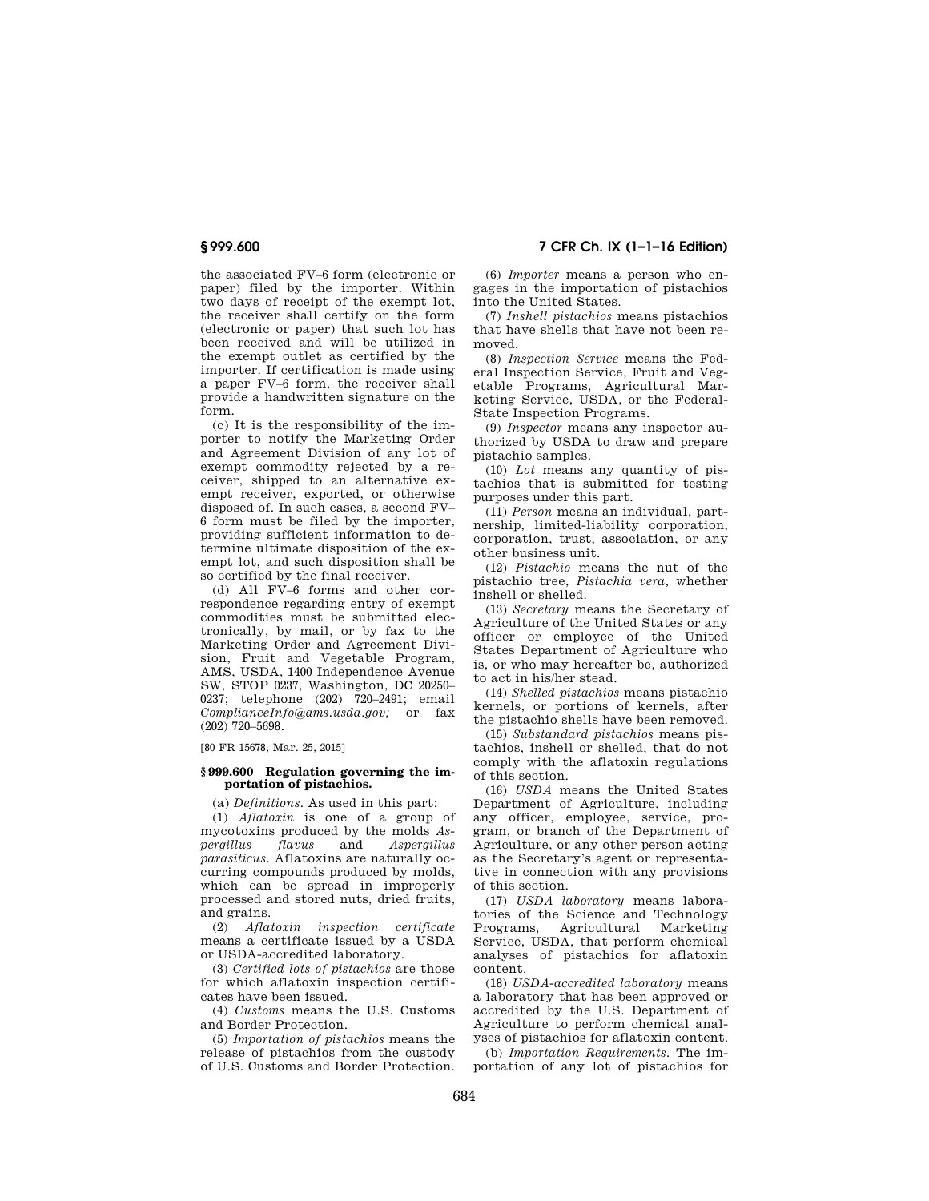the associated FV–6 form (electronic or paper) filed by the importer. Within two days of receipt of the exempt lot, the receiver shall certify on the form (electronic or paper) that such lot has been received and will be utilized in the exempt outlet as certified by the importer. If certification is made using a paper FV–6 form, the receiver shall provide a handwritten signature on the form.

(c) It is the responsibility of the importer to notify the Marketing Order and Agreement Division of any lot of exempt commodity rejected by a receiver, shipped to an alternative exempt receiver, exported, or otherwise disposed of. In such cases, a second FV–6 form must be filed by the importer, providing sufficient information to determine ultimate disposition of the exempt lot, and such disposition shall be so certified by the final receiver.

(d) All FV–6 forms and other correspondence regarding entry of exempt commodities must be submitted electronically, by mail, or by fax to the Marketing Order and Agreement Division, Fruit and Vegetable Program, AMS, USDA, 1400 Independence Avenue SW, STOP 0237, Washington, DC 20250–0237; telephone (202) 720–2491; email *ComplianceInfo@ams.usda.gov;* or fax (202) 720–5698.

[80 FR 15678, Mar. 25, 2015]

### § 999.600 Regulation governing the importation of pistachios.

(a) *Definitions.* As used in this part:

(1) *Aflatoxin* is one of a group of mycotoxins produced by the molds *Aspergillus flavus* and *Aspergillus parasiticus*. Aflatoxins are naturally occurring compounds produced by molds, which can be spread in improperly processed and stored nuts, dried fruits, and grains.

(2) *Aflatoxin inspection certificate* means a certificate issued by a USDA or USDA-accredited laboratory.

(3) *Certified lots of pistachios* are those for which aflatoxin inspection certificates have been issued.

(4) *Customs* means the U.S. Customs and Border Protection.

(5) *Importation of pistachios* means the release of pistachios from the custody of U.S. Customs and Border Protection.

(6) *Importer* means a person who engages in the importation of pistachios into the United States.

(7) *Inshell pistachios* means pistachios that have shells that have not been removed.

(8) *Inspection Service* means the Federal Inspection Service, Fruit and Vegetable Programs, Agricultural Marketing Service, USDA, or the Federal-State Inspection Programs.

(9) *Inspector* means any inspector authorized by USDA to draw and prepare pistachio samples.

(10) *Lot* means any quantity of pistachios that is submitted for testing purposes under this part.

(11) *Person* means an individual, partnership, limited-liability corporation, corporation, trust, association, or any other business unit.

(12) *Pistachio* means the nut of the pistachio tree, *Pistachia vera*, whether inshell or shelled.

(13) *Secretary* means the Secretary of Agriculture of the United States or any officer or employee of the United States Department of Agriculture who is, or who may hereafter be, authorized to act in his/her stead.

(14) *Shelled pistachios* means pistachio kernels, or portions of kernels, after the pistachio shells have been removed.

(15) *Substandard pistachios* means pistachios, inshell or shelled, that do not comply with the aflatoxin regulations of this section.

(16) *USDA* means the United States Department of Agriculture, including any officer, employee, service, program, or branch of the Department of Agriculture, or any other person acting as the Secretary's agent or representative in connection with any provisions of this section.

(17) *USDA laboratory* means laboratories of the Science and Technology Programs, Agricultural Marketing Service, USDA, that perform chemical analyses of pistachios for aflatoxin content.

(18) *USDA-accredited laboratory* means a laboratory that has been approved or accredited by the U.S. Department of Agriculture to perform chemical analyses of pistachios for aflatoxin content.

(b) *Importation Requirements.* The importation of any lot of pistachios for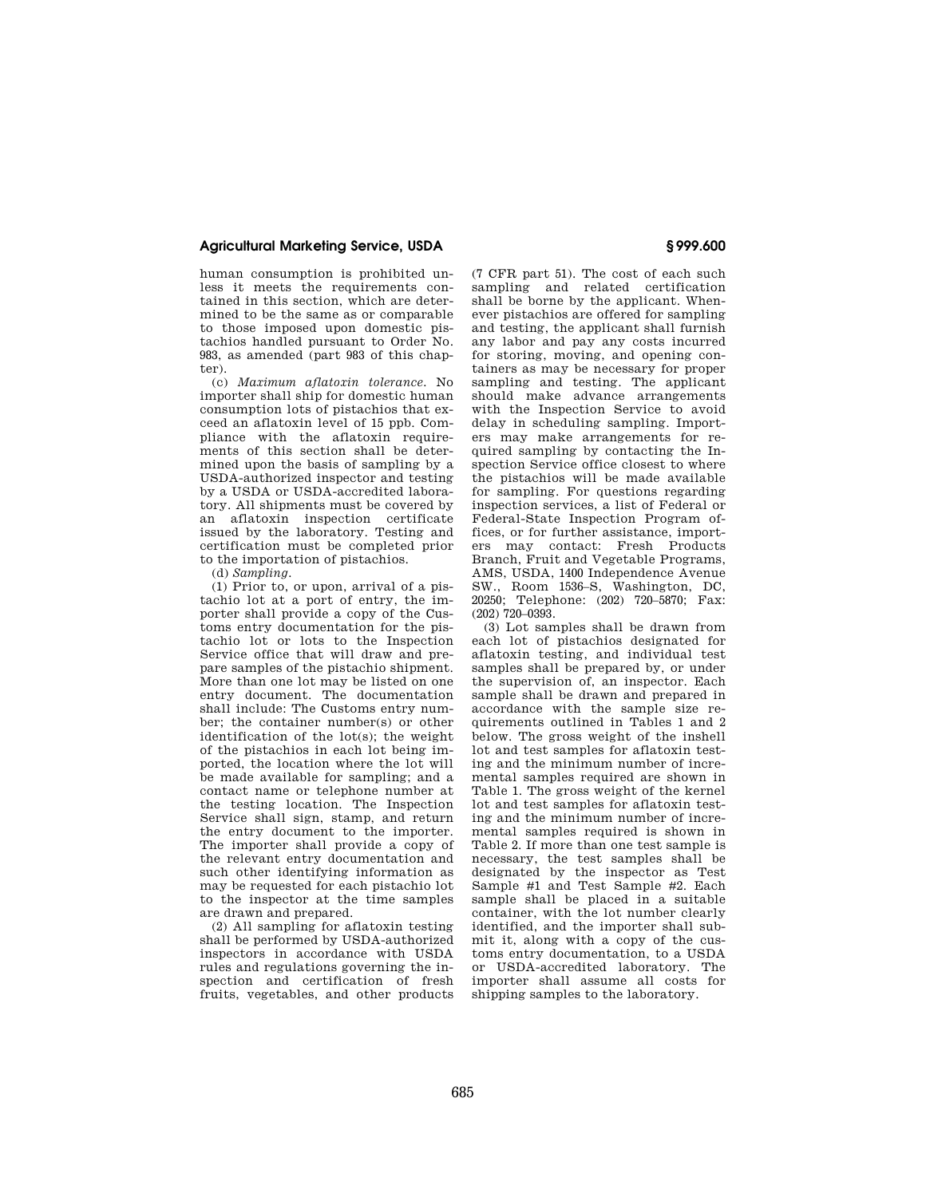human consumption is prohibited unless it meets the requirements contained in this section, which are determined to be the same as or comparable to those imposed upon domestic pistachios handled pursuant to Order No. 983, as amended (part 983 of this chapter).

(c) *Maximum aflatoxin tolerance.* No importer shall ship for domestic human consumption lots of pistachios that exceed an aflatoxin level of 15 ppb. Compliance with the aflatoxin requirements of this section shall be determined upon the basis of sampling by a USDA-authorized inspector and testing by a USDA or USDA-accredited laboratory. All shipments must be covered by an aflatoxin inspection certificate issued by the laboratory. Testing and certification must be completed prior to the importation of pistachios.

(d) *Sampling.*

(1) Prior to, or upon, arrival of a pistachio lot at a port of entry, the importer shall provide a copy of the Customs entry documentation for the pistachio lot or lots to the Inspection Service office that will draw and prepare samples of the pistachio shipment. More than one lot may be listed on one entry document. The documentation shall include: The Customs entry number; the container number(s) or other identification of the lot(s); the weight of the pistachios in each lot being imported, the location where the lot will be made available for sampling; and a contact name or telephone number at the testing location. The Inspection Service shall sign, stamp, and return the entry document to the importer. The importer shall provide a copy of the relevant entry documentation and such other identifying information as may be requested for each pistachio lot to the inspector at the time samples are drawn and prepared.

(2) All sampling for aflatoxin testing shall be performed by USDA-authorized inspectors in accordance with USDA rules and regulations governing the inspection and certification of fresh fruits, vegetables, and other products (7 CFR part 51). The cost of each such sampling and related certification shall be borne by the applicant. Whenever pistachios are offered for sampling and testing, the applicant shall furnish any labor and pay any costs incurred for storing, moving, and opening containers as may be necessary for proper sampling and testing. The applicant should make advance arrangements with the Inspection Service to avoid delay in scheduling sampling. Importers may make arrangements for required sampling by contacting the Inspection Service office closest to where the pistachios will be made available for sampling. For questions regarding inspection services, a list of Federal or Federal-State Inspection Program offices, or for further assistance, importers may contact: Fresh Products Branch, Fruit and Vegetable Programs, AMS, USDA, 1400 Independence Avenue SW., Room 1536–S, Washington, DC, 20250; Telephone: (202) 720–5870; Fax: (202) 720–0393.

(3) Lot samples shall be drawn from each lot of pistachios designated for aflatoxin testing, and individual test samples shall be prepared by, or under the supervision of, an inspector. Each sample shall be drawn and prepared in accordance with the sample size requirements outlined in Tables 1 and 2 below. The gross weight of the inshell lot and test samples for aflatoxin testing and the minimum number of incremental samples required are shown in Table 1. The gross weight of the kernel lot and test samples for aflatoxin testing and the minimum number of incremental samples required is shown in Table 2. If more than one test sample is necessary, the test samples shall be designated by the inspector as Test Sample #1 and Test Sample #2. Each sample shall be placed in a suitable container, with the lot number clearly identified, and the importer shall submit it, along with a copy of the customs entry documentation, to a USDA or USDA-accredited laboratory. The importer shall assume all costs for shipping samples to the laboratory.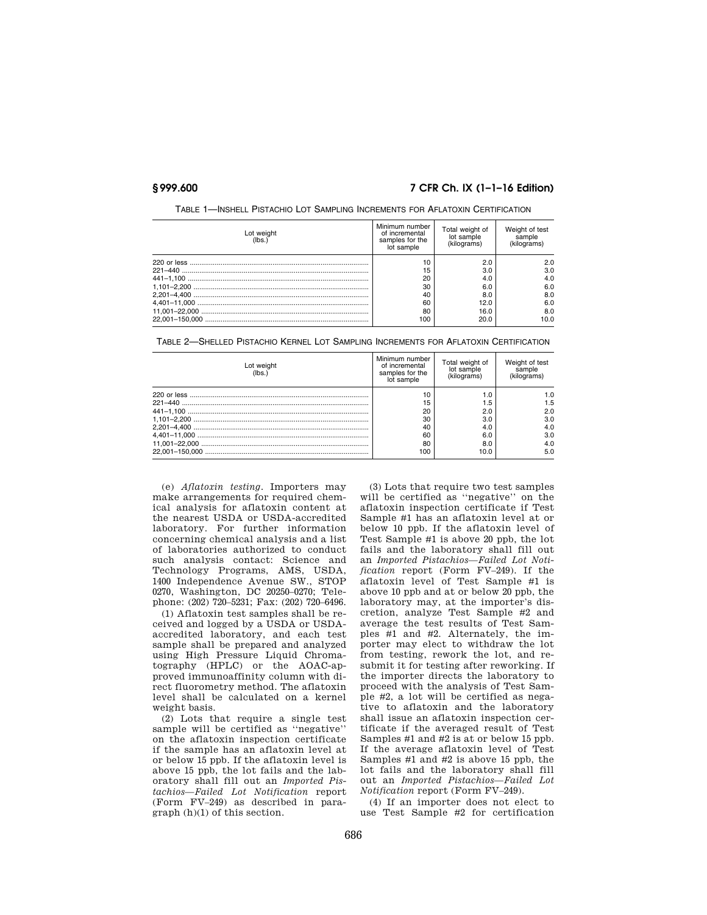TABLE 1—INSHELL PISTACHIO LOT SAMPLING INCREMENTS FOR AFLATOXIN CERTIFICATION

| Lot weight (lbs.) | Minimum number of incremental samples for the lot sample | Total weight of lot sample (kilograms) | Weight of test sample (kilograms) |
|---|---|---|---|
| 220 or less | 10 | 2.0 | 2.0 |
| 221–440 | 15 | 3.0 | 3.0 |
| 441–1,100 | 20 | 4.0 | 4.0 |
| 1,101–2,200 | 30 | 6.0 | 6.0 |
| 2,201–4,400 | 40 | 8.0 | 8.0 |
| 4,401–11,000 | 60 | 12.0 | 6.0 |
| 11,001–22,000 | 80 | 16.0 | 8.0 |
| 22,001–150,000 | 100 | 20.0 | 10.0 |

TABLE 2—SHELLED PISTACHIO KERNEL LOT SAMPLING INCREMENTS FOR AFLATOXIN CERTIFICATION

| Lot weight (lbs.) | Minimum number of incremental samples for the lot sample | Total weight of lot sample (kilograms) | Weight of test sample (kilograms) |
|---|---|---|---|
| 220 or less | 10 | 1.0 | 1.0 |
| 221–440 | 15 | 1.5 | 1.5 |
| 441–1,100 | 20 | 2.0 | 2.0 |
| 1,101–2,200 | 30 | 3.0 | 3.0 |
| 2,201–4,400 | 40 | 4.0 | 4.0 |
| 4,401–11,000 | 60 | 6.0 | 3.0 |
| 11,001–22,000 | 80 | 8.0 | 4.0 |
| 22,001–150,000 | 100 | 10.0 | 5.0 |

(e) *Aflatoxin testing.* Importers may make arrangements for required chemical analysis for aflatoxin content at the nearest USDA or USDA-accredited laboratory. For further information concerning chemical analysis and a list of laboratories authorized to conduct such analysis contact: Science and Technology Programs, AMS, USDA, 1400 Independence Avenue SW., STOP 0270, Washington, DC 20250–0270; Telephone: (202) 720–5231; Fax: (202) 720–6496.

(1) Aflatoxin test samples shall be received and logged by a USDA or USDA-accredited laboratory, and each test sample shall be prepared and analyzed using High Pressure Liquid Chromatography (HPLC) or the AOAC-approved immunoaffinity column with direct fluorometry method. The aflatoxin level shall be calculated on a kernel weight basis.

(2) Lots that require a single test sample will be certified as "negative" on the aflatoxin inspection certificate if the sample has an aflatoxin level at or below 15 ppb. If the aflatoxin level is above 15 ppb, the lot fails and the laboratory shall fill out an *Imported Pistachios—Failed Lot Notification* report (Form FV–249) as described in paragraph (h)(1) of this section.

(3) Lots that require two test samples will be certified as "negative" on the aflatoxin inspection certificate if Test Sample #1 has an aflatoxin level at or below 10 ppb. If the aflatoxin level of Test Sample #1 is above 20 ppb, the lot fails and the laboratory shall fill out an *Imported Pistachios—Failed Lot Notification* report (Form FV–249). If the aflatoxin level of Test Sample #1 is above 10 ppb and at or below 20 ppb, the laboratory may, at the importer's discretion, analyze Test Sample #2 and average the test results of Test Samples #1 and #2. Alternately, the importer may elect to withdraw the lot from testing, rework the lot, and resubmit it for testing after reworking. If the importer directs the laboratory to proceed with the analysis of Test Sample #2, a lot will be certified as negative to aflatoxin and the laboratory shall issue an aflatoxin inspection certificate if the averaged result of Test Samples #1 and #2 is at or below 15 ppb. If the average aflatoxin level of Test Samples #1 and #2 is above 15 ppb, the lot fails and the laboratory shall fill out an *Imported Pistachios—Failed Lot Notification* report (Form FV–249).

(4) If an importer does not elect to use Test Sample #2 for certification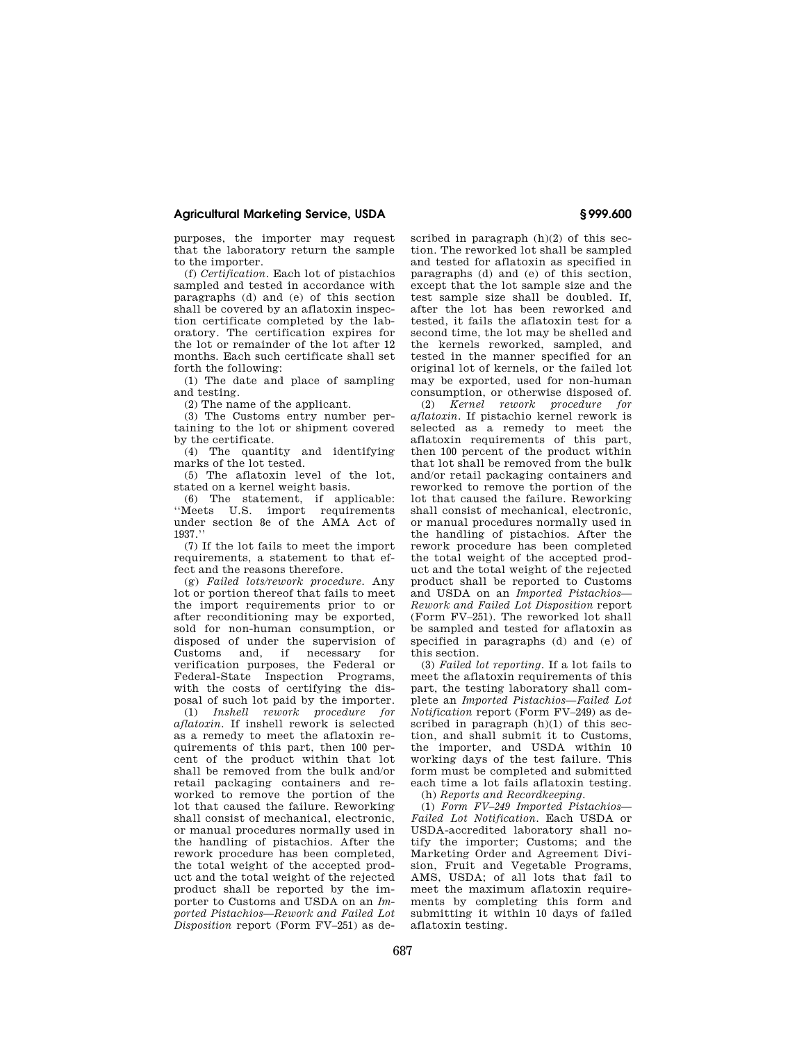purposes, the importer may request that the laboratory return the sample to the importer.

(f) *Certification.* Each lot of pistachios sampled and tested in accordance with paragraphs (d) and (e) of this section shall be covered by an aflatoxin inspection certificate completed by the laboratory. The certification expires for the lot or remainder of the lot after 12 months. Each such certificate shall set forth the following:

(1) The date and place of sampling and testing.

(2) The name of the applicant.

(3) The Customs entry number pertaining to the lot or shipment covered by the certificate.

(4) The quantity and identifying marks of the lot tested.

(5) The aflatoxin level of the lot, stated on a kernel weight basis.

(6) The statement, if applicable: ''Meets U.S. import requirements under section 8e of the AMA Act of 1937.''

(7) If the lot fails to meet the import requirements, a statement to that effect and the reasons therefore.

(g) *Failed lots/rework procedure.* Any lot or portion thereof that fails to meet the import requirements prior to or after reconditioning may be exported, sold for non-human consumption, or disposed of under the supervision of Customs and, if necessary for verification purposes, the Federal or Federal-State Inspection Programs, with the costs of certifying the disposal of such lot paid by the importer.

(1) *Inshell rework procedure for aflatoxin.* If inshell rework is selected as a remedy to meet the aflatoxin requirements of this part, then 100 percent of the product within that lot shall be removed from the bulk and/or retail packaging containers and reworked to remove the portion of the lot that caused the failure. Reworking shall consist of mechanical, electronic, or manual procedures normally used in the handling of pistachios. After the rework procedure has been completed, the total weight of the accepted product and the total weight of the rejected product shall be reported by the importer to Customs and USDA on an *Imported Pistachios—Rework and Failed Lot Disposition* report (Form FV–251) as described in paragraph (h)(2) of this section. The reworked lot shall be sampled and tested for aflatoxin as specified in paragraphs (d) and (e) of this section, except that the lot sample size and the test sample size shall be doubled. If, after the lot has been reworked and tested, it fails the aflatoxin test for a second time, the lot may be shelled and the kernels reworked, sampled, and tested in the manner specified for an original lot of kernels, or the failed lot may be exported, used for non-human consumption, or otherwise disposed of.

(2) *Kernel rework procedure for aflatoxin.* If pistachio kernel rework is selected as a remedy to meet the aflatoxin requirements of this part, then 100 percent of the product within that lot shall be removed from the bulk and/or retail packaging containers and reworked to remove the portion of the lot that caused the failure. Reworking shall consist of mechanical, electronic, or manual procedures normally used in the handling of pistachios. After the rework procedure has been completed the total weight of the accepted product and the total weight of the rejected product shall be reported to Customs and USDA on an *Imported Pistachios—Rework and Failed Lot Disposition* report (Form FV–251). The reworked lot shall be sampled and tested for aflatoxin as specified in paragraphs (d) and (e) of this section.

(3) *Failed lot reporting.* If a lot fails to meet the aflatoxin requirements of this part, the testing laboratory shall complete an *Imported Pistachios—Failed Lot Notification* report (Form FV–249) as described in paragraph (h)(1) of this section, and shall submit it to Customs, the importer, and USDA within 10 working days of the test failure. This form must be completed and submitted each time a lot fails aflatoxin testing.

(h) *Reports and Recordkeeping.*

(1) *Form FV–249 Imported Pistachios—Failed Lot Notification.* Each USDA or USDA-accredited laboratory shall notify the importer; Customs; and the Marketing Order and Agreement Division, Fruit and Vegetable Programs, AMS, USDA; of all lots that fail to meet the maximum aflatoxin requirements by completing this form and submitting it within 10 days of failed aflatoxin testing.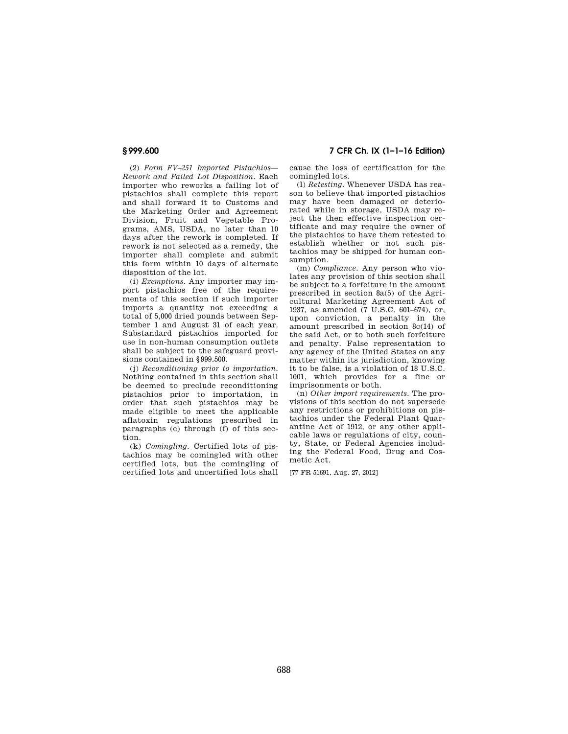(2) *Form FV–251 Imported Pistachios—Rework and Failed Lot Disposition.* Each importer who reworks a failing lot of pistachios shall complete this report and shall forward it to Customs and the Marketing Order and Agreement Division, Fruit and Vegetable Programs, AMS, USDA, no later than 10 days after the rework is completed. If rework is not selected as a remedy, the importer shall complete and submit this form within 10 days of alternate disposition of the lot.

(i) *Exemptions.* Any importer may import pistachios free of the requirements of this section if such importer imports a quantity not exceeding a total of 5,000 dried pounds between September 1 and August 31 of each year. Substandard pistachios imported for use in non-human consumption outlets shall be subject to the safeguard provisions contained in §999.500.

(j) *Reconditioning prior to importation.* Nothing contained in this section shall be deemed to preclude reconditioning pistachios prior to importation, in order that such pistachios may be made eligible to meet the applicable aflatoxin regulations prescribed in paragraphs (c) through (f) of this section.

(k) *Comingling.* Certified lots of pistachios may be comingled with other certified lots, but the comingling of certified lots and uncertified lots shall cause the loss of certification for the comingled lots.

(l) *Retesting.* Whenever USDA has reason to believe that imported pistachios may have been damaged or deteriorated while in storage, USDA may reject the then effective inspection certificate and may require the owner of the pistachios to have them retested to establish whether or not such pistachios may be shipped for human consumption.

(m) *Compliance.* Any person who violates any provision of this section shall be subject to a forfeiture in the amount prescribed in section 8a(5) of the Agricultural Marketing Agreement Act of 1937, as amended (7 U.S.C. 601–674), or, upon conviction, a penalty in the amount prescribed in section 8c(14) of the said Act, or to both such forfeiture and penalty. False representation to any agency of the United States on any matter within its jurisdiction, knowing it to be false, is a violation of 18 U.S.C. 1001, which provides for a fine or imprisonments or both.

(n) *Other import requirements.* The provisions of this section do not supersede any restrictions or prohibitions on pistachios under the Federal Plant Quarantine Act of 1912, or any other applicable laws or regulations of city, county, State, or Federal Agencies including the Federal Food, Drug and Cosmetic Act.

[77 FR 51691, Aug. 27, 2012]